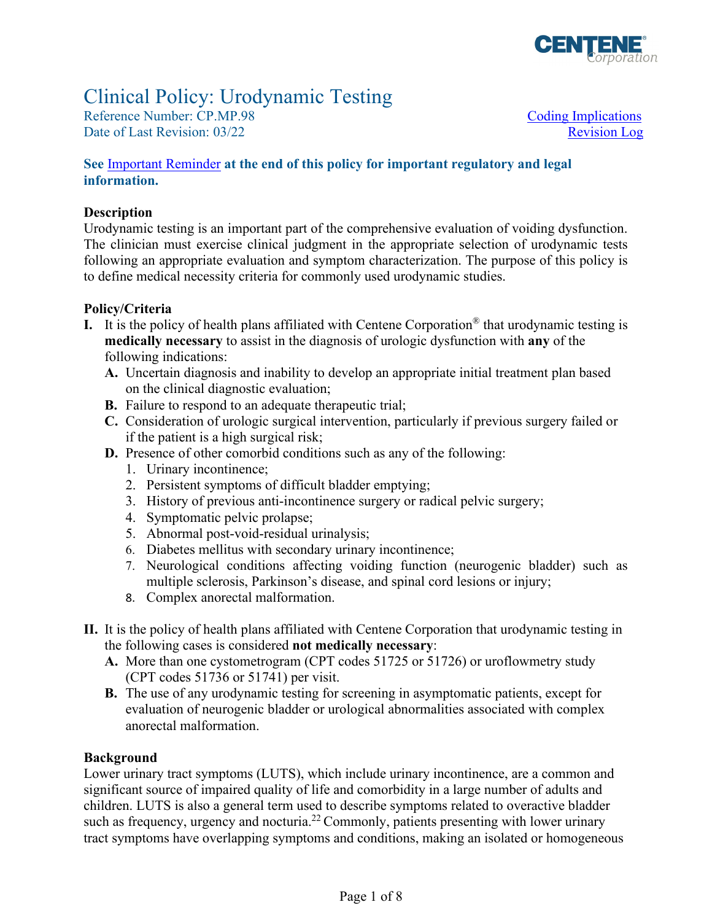# Clinical Policy: Urodynamic Testing

Reference Number: CP.MP.98
Date of Last Revision: 03/22

Coding Implications
Revision Log

**See Important Reminder at the end of this policy for important regulatory and legal information.**

## Description

Urodynamic testing is an important part of the comprehensive evaluation of voiding dysfunction. The clinician must exercise clinical judgment in the appropriate selection of urodynamic tests following an appropriate evaluation and symptom characterization. The purpose of this policy is to define medical necessity criteria for commonly used urodynamic studies.

## Policy/Criteria

**I.** It is the policy of health plans affiliated with Centene Corporation® that urodynamic testing is **medically necessary** to assist in the diagnosis of urologic dysfunction with **any** of the following indications:

- **A.** Uncertain diagnosis and inability to develop an appropriate initial treatment plan based on the clinical diagnostic evaluation;
- **B.** Failure to respond to an adequate therapeutic trial;
- **C.** Consideration of urologic surgical intervention, particularly if previous surgery failed or if the patient is a high surgical risk;
- **D.** Presence of other comorbid conditions such as any of the following:
  1. Urinary incontinence;
  2. Persistent symptoms of difficult bladder emptying;
  3. History of previous anti-incontinence surgery or radical pelvic surgery;
  4. Symptomatic pelvic prolapse;
  5. Abnormal post-void-residual urinalysis;
  6. Diabetes mellitus with secondary urinary incontinence;
  7. Neurological conditions affecting voiding function (neurogenic bladder) such as multiple sclerosis, Parkinson's disease, and spinal cord lesions or injury;
  8. Complex anorectal malformation.

**II.** It is the policy of health plans affiliated with Centene Corporation that urodynamic testing in the following cases is considered **not medically necessary**:

- **A.** More than one cystometrogram (CPT codes 51725 or 51726) or uroflowmetry study (CPT codes 51736 or 51741) per visit.
- **B.** The use of any urodynamic testing for screening in asymptomatic patients, except for evaluation of neurogenic bladder or urological abnormalities associated with complex anorectal malformation.

## Background

Lower urinary tract symptoms (LUTS), which include urinary incontinence, are a common and significant source of impaired quality of life and comorbidity in a large number of adults and children. LUTS is also a general term used to describe symptoms related to overactive bladder such as frequency, urgency and nocturia.[22] Commonly, patients presenting with lower urinary tract symptoms have overlapping symptoms and conditions, making an isolated or homogeneous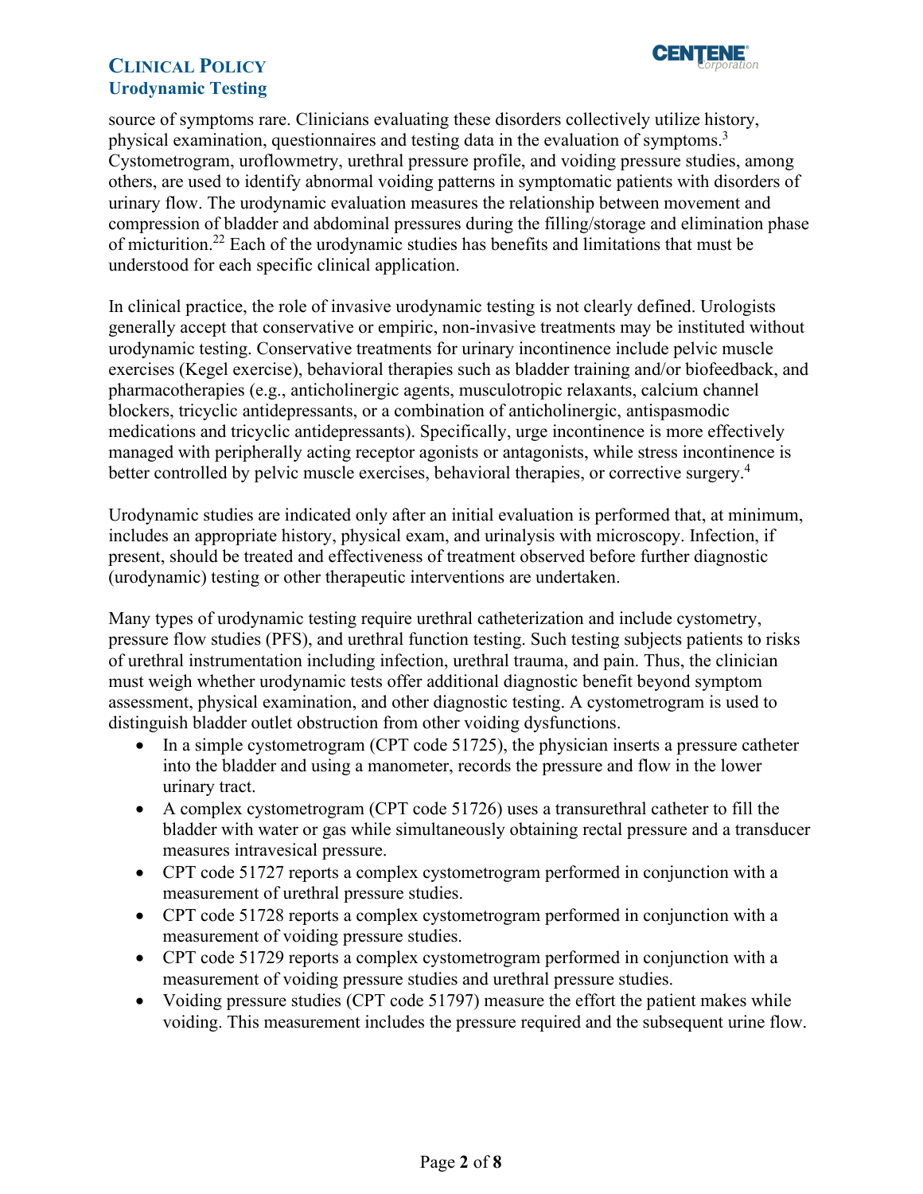source of symptoms rare. Clinicians evaluating these disorders collectively utilize history, physical examination, questionnaires and testing data in the evaluation of symptoms.[3] Cystometrogram, uroflowmetry, urethral pressure profile, and voiding pressure studies, among others, are used to identify abnormal voiding patterns in symptomatic patients with disorders of urinary flow. The urodynamic evaluation measures the relationship between movement and compression of bladder and abdominal pressures during the filling/storage and elimination phase of micturition.[22] Each of the urodynamic studies has benefits and limitations that must be understood for each specific clinical application.

In clinical practice, the role of invasive urodynamic testing is not clearly defined. Urologists generally accept that conservative or empiric, non-invasive treatments may be instituted without urodynamic testing. Conservative treatments for urinary incontinence include pelvic muscle exercises (Kegel exercise), behavioral therapies such as bladder training and/or biofeedback, and pharmacotherapies (e.g., anticholinergic agents, musculotropic relaxants, calcium channel blockers, tricyclic antidepressants, or a combination of anticholinergic, antispasmodic medications and tricyclic antidepressants). Specifically, urge incontinence is more effectively managed with peripherally acting receptor agonists or antagonists, while stress incontinence is better controlled by pelvic muscle exercises, behavioral therapies, or corrective surgery.[4]

Urodynamic studies are indicated only after an initial evaluation is performed that, at minimum, includes an appropriate history, physical exam, and urinalysis with microscopy. Infection, if present, should be treated and effectiveness of treatment observed before further diagnostic (urodynamic) testing or other therapeutic interventions are undertaken.

Many types of urodynamic testing require urethral catheterization and include cystometry, pressure flow studies (PFS), and urethral function testing. Such testing subjects patients to risks of urethral instrumentation including infection, urethral trauma, and pain. Thus, the clinician must weigh whether urodynamic tests offer additional diagnostic benefit beyond symptom assessment, physical examination, and other diagnostic testing. A cystometrogram is used to distinguish bladder outlet obstruction from other voiding dysfunctions.

- In a simple cystometrogram (CPT code 51725), the physician inserts a pressure catheter into the bladder and using a manometer, records the pressure and flow in the lower urinary tract.
- A complex cystometrogram (CPT code 51726) uses a transurethral catheter to fill the bladder with water or gas while simultaneously obtaining rectal pressure and a transducer measures intravesical pressure.
- CPT code 51727 reports a complex cystometrogram performed in conjunction with a measurement of urethral pressure studies.
- CPT code 51728 reports a complex cystometrogram performed in conjunction with a measurement of voiding pressure studies.
- CPT code 51729 reports a complex cystometrogram performed in conjunction with a measurement of voiding pressure studies and urethral pressure studies.
- Voiding pressure studies (CPT code 51797) measure the effort the patient makes while voiding. This measurement includes the pressure required and the subsequent urine flow.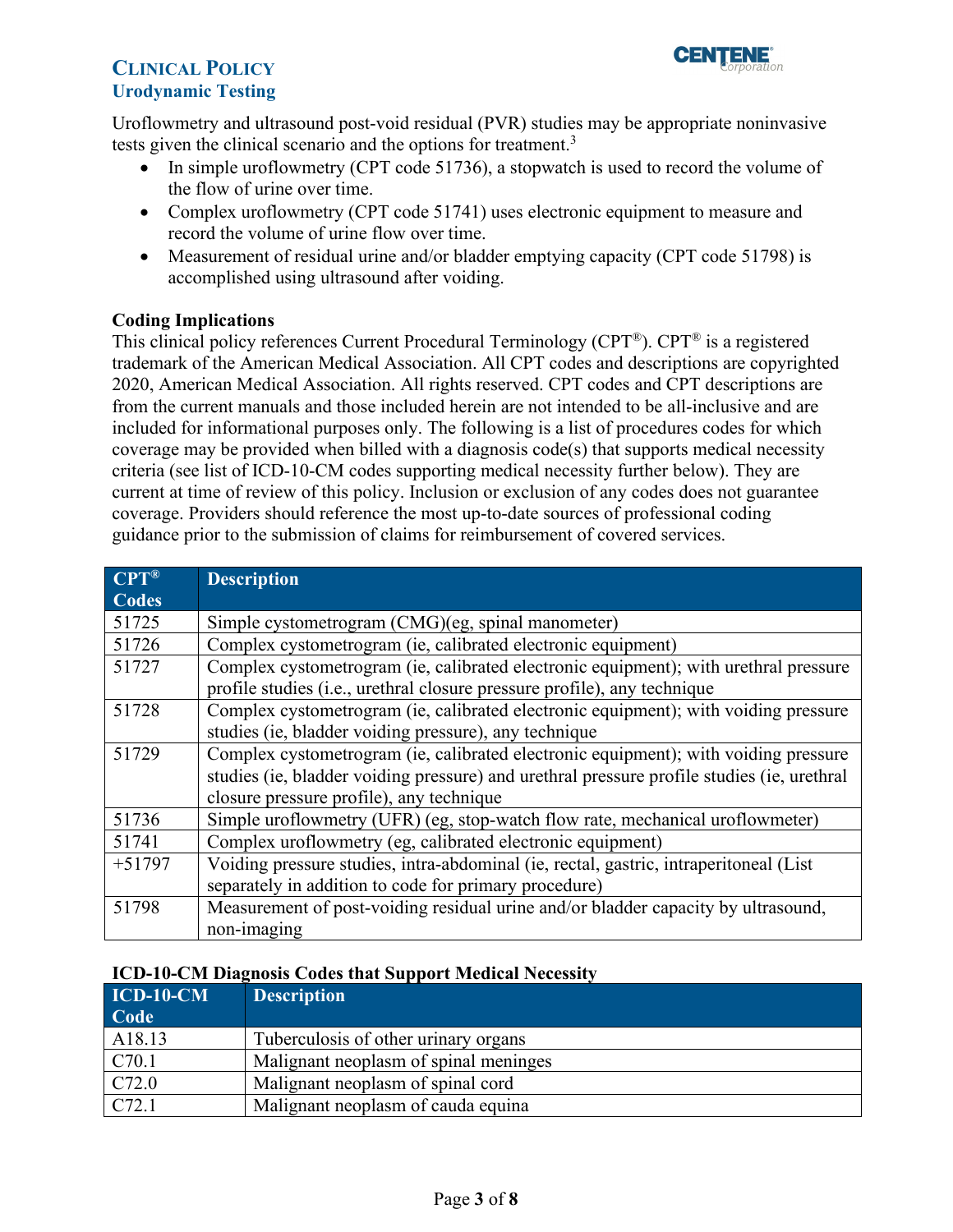Uroflowmetry and ultrasound post-void residual (PVR) studies may be appropriate noninvasive tests given the clinical scenario and the options for treatment.[3]

- In simple uroflowmetry (CPT code 51736), a stopwatch is used to record the volume of the flow of urine over time.
- Complex uroflowmetry (CPT code 51741) uses electronic equipment to measure and record the volume of urine flow over time.
- Measurement of residual urine and/or bladder emptying capacity (CPT code 51798) is accomplished using ultrasound after voiding.

### Coding Implications

This clinical policy references Current Procedural Terminology (CPT®). CPT® is a registered trademark of the American Medical Association. All CPT codes and descriptions are copyrighted 2020, American Medical Association. All rights reserved. CPT codes and CPT descriptions are from the current manuals and those included herein are not intended to be all-inclusive and are included for informational purposes only. The following is a list of procedures codes for which coverage may be provided when billed with a diagnosis code(s) that supports medical necessity criteria (see list of ICD-10-CM codes supporting medical necessity further below). They are current at time of review of this policy. Inclusion or exclusion of any codes does not guarantee coverage. Providers should reference the most up-to-date sources of professional coding guidance prior to the submission of claims for reimbursement of covered services.

| CPT® Codes | Description |
|---|---|
| 51725 | Simple cystometrogram (CMG)(eg, spinal manometer) |
| 51726 | Complex cystometrogram (ie, calibrated electronic equipment) |
| 51727 | Complex cystometrogram (ie, calibrated electronic equipment); with urethral pressure profile studies (i.e., urethral closure pressure profile), any technique |
| 51728 | Complex cystometrogram (ie, calibrated electronic equipment); with voiding pressure studies (ie, bladder voiding pressure), any technique |
| 51729 | Complex cystometrogram (ie, calibrated electronic equipment); with voiding pressure studies (ie, bladder voiding pressure) and urethral pressure profile studies (ie, urethral closure pressure profile), any technique |
| 51736 | Simple uroflowmetry (UFR) (eg, stop-watch flow rate, mechanical uroflowmeter) |
| 51741 | Complex uroflowmetry (eg, calibrated electronic equipment) |
| +51797 | Voiding pressure studies, intra-abdominal (ie, rectal, gastric, intraperitoneal (List separately in addition to code for primary procedure) |
| 51798 | Measurement of post-voiding residual urine and/or bladder capacity by ultrasound, non-imaging |

### ICD-10-CM Diagnosis Codes that Support Medical Necessity

| ICD-10-CM Code | Description |
|---|---|
| A18.13 | Tuberculosis of other urinary organs |
| C70.1 | Malignant neoplasm of spinal meninges |
| C72.0 | Malignant neoplasm of spinal cord |
| C72.1 | Malignant neoplasm of cauda equina |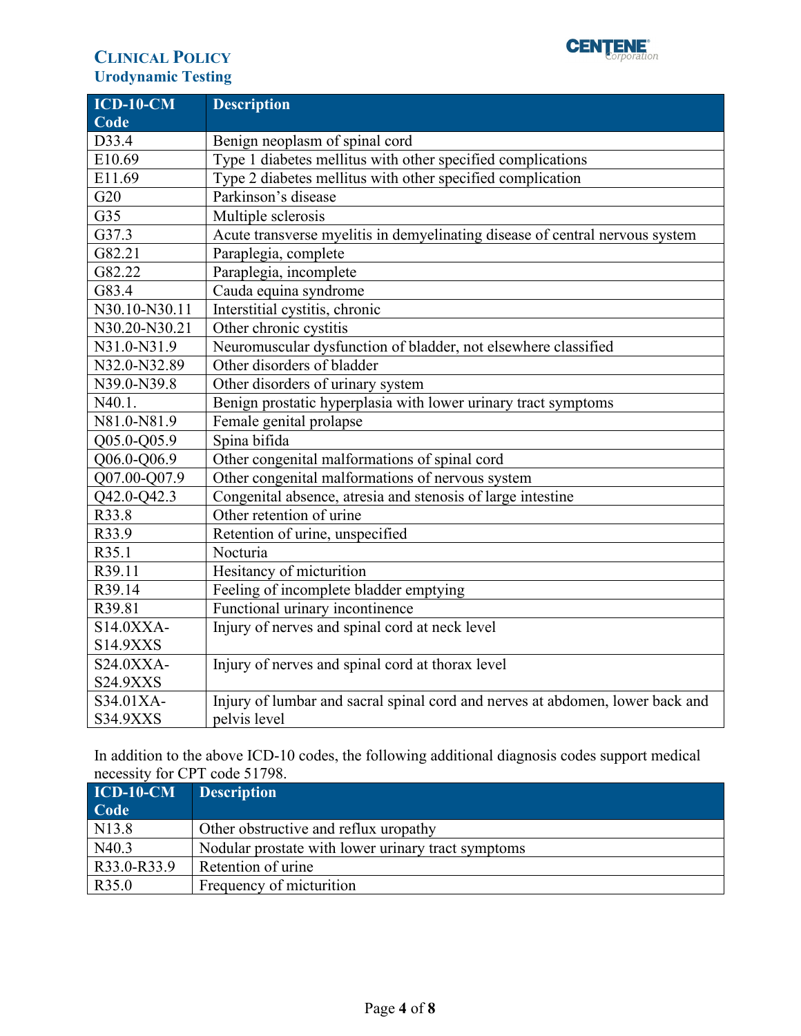| ICD-10-CM Code | Description |
|---|---|
| D33.4 | Benign neoplasm of spinal cord |
| E10.69 | Type 1 diabetes mellitus with other specified complications |
| E11.69 | Type 2 diabetes mellitus with other specified complication |
| G20 | Parkinson's disease |
| G35 | Multiple sclerosis |
| G37.3 | Acute transverse myelitis in demyelinating disease of central nervous system |
| G82.21 | Paraplegia, complete |
| G82.22 | Paraplegia, incomplete |
| G83.4 | Cauda equina syndrome |
| N30.10-N30.11 | Interstitial cystitis, chronic |
| N30.20-N30.21 | Other chronic cystitis |
| N31.0-N31.9 | Neuromuscular dysfunction of bladder, not elsewhere classified |
| N32.0-N32.89 | Other disorders of bladder |
| N39.0-N39.8 | Other disorders of urinary system |
| N40.1. | Benign prostatic hyperplasia with lower urinary tract symptoms |
| N81.0-N81.9 | Female genital prolapse |
| Q05.0-Q05.9 | Spina bifida |
| Q06.0-Q06.9 | Other congenital malformations of spinal cord |
| Q07.00-Q07.9 | Other congenital malformations of nervous system |
| Q42.0-Q42.3 | Congenital absence, atresia and stenosis of large intestine |
| R33.8 | Other retention of urine |
| R33.9 | Retention of urine, unspecified |
| R35.1 | Nocturia |
| R39.11 | Hesitancy of micturition |
| R39.14 | Feeling of incomplete bladder emptying |
| R39.81 | Functional urinary incontinence |
| S14.0XXA-S14.9XXS | Injury of nerves and spinal cord at neck level |
| S24.0XXA-S24.9XXS | Injury of nerves and spinal cord at thorax level |
| S34.01XA-S34.9XXS | Injury of lumbar and sacral spinal cord and nerves at abdomen, lower back and pelvis level |

In addition to the above ICD-10 codes, the following additional diagnosis codes support medical necessity for CPT code 51798.

| ICD-10-CM Code | Description |
|---|---|
| N13.8 | Other obstructive and reflux uropathy |
| N40.3 | Nodular prostate with lower urinary tract symptoms |
| R33.0-R33.9 | Retention of urine |
| R35.0 | Frequency of micturition |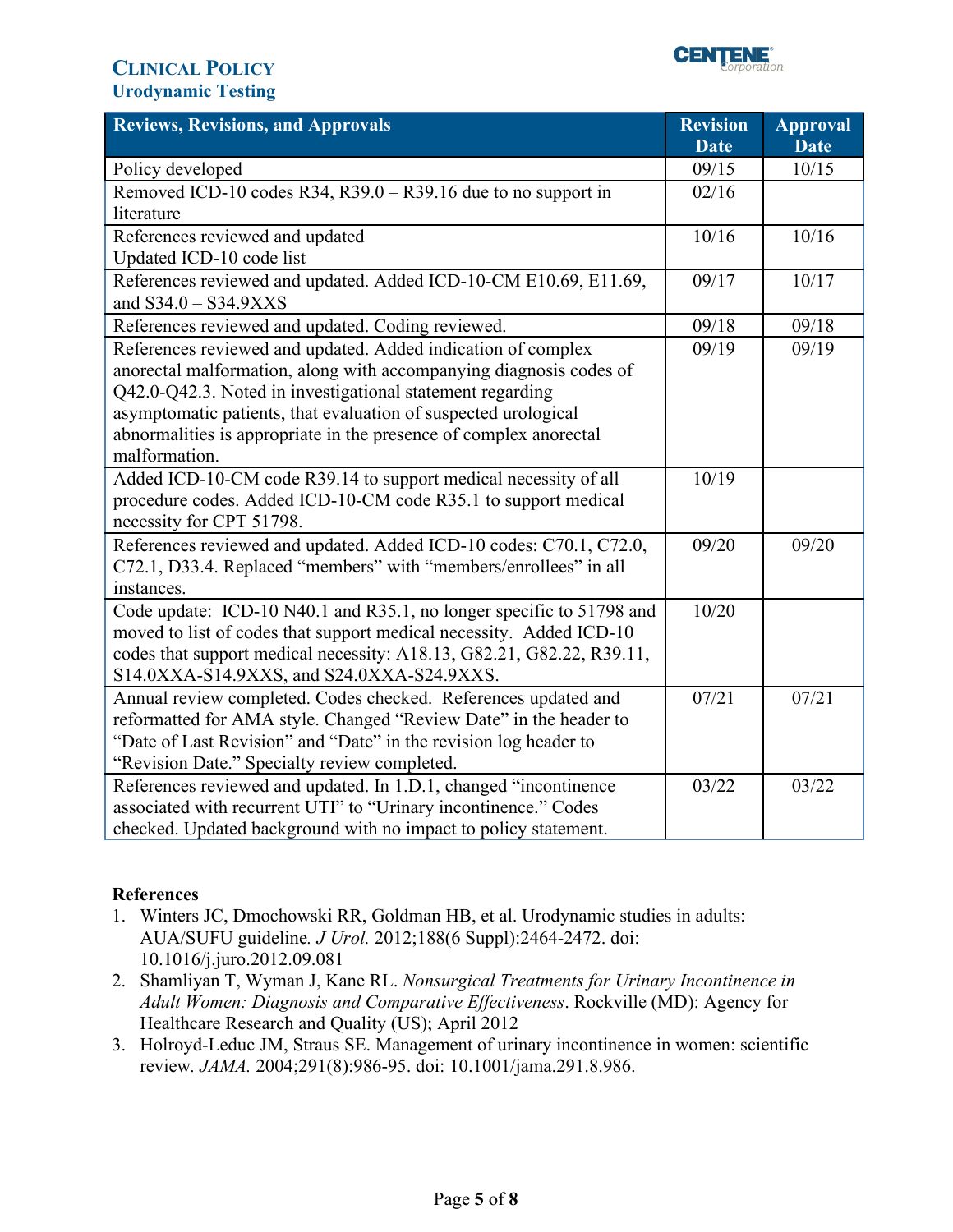| Reviews, Revisions, and Approvals | Revision Date | Approval Date |
|---|---|---|
| Policy developed | 09/15 | 10/15 |
| Removed ICD-10 codes R34, R39.0 – R39.16 due to no support in literature | 02/16 | |
| References reviewed and updated<br>Updated ICD-10 code list | 10/16 | 10/16 |
| References reviewed and updated. Added ICD-10-CM E10.69, E11.69, and S34.0 – S34.9XXS | 09/17 | 10/17 |
| References reviewed and updated. Coding reviewed. | 09/18 | 09/18 |
| References reviewed and updated. Added indication of complex anorectal malformation, along with accompanying diagnosis codes of Q42.0-Q42.3. Noted in investigational statement regarding asymptomatic patients, that evaluation of suspected urological abnormalities is appropriate in the presence of complex anorectal malformation. | 09/19 | 09/19 |
| Added ICD-10-CM code R39.14 to support medical necessity of all procedure codes. Added ICD-10-CM code R35.1 to support medical necessity for CPT 51798. | 10/19 | |
| References reviewed and updated. Added ICD-10 codes: C70.1, C72.0, C72.1, D33.4. Replaced "members" with "members/enrollees" in all instances. | 09/20 | 09/20 |
| Code update: ICD-10 N40.1 and R35.1, no longer specific to 51798 and moved to list of codes that support medical necessity. Added ICD-10 codes that support medical necessity: A18.13, G82.21, G82.22, R39.11, S14.0XXA-S14.9XXS, and S24.0XXA-S24.9XXS. | 10/20 | |
| Annual review completed. Codes checked. References updated and reformatted for AMA style. Changed "Review Date" in the header to "Date of Last Revision" and "Date" in the revision log header to "Revision Date." Specialty review completed. | 07/21 | 07/21 |
| References reviewed and updated. In 1.D.1, changed "incontinence associated with recurrent UTI" to "Urinary incontinence." Codes checked. Updated background with no impact to policy statement. | 03/22 | 03/22 |

**References**

1. Winters JC, Dmochowski RR, Goldman HB, et al. Urodynamic studies in adults: AUA/SUFU guideline. *J Urol.* 2012;188(6 Suppl):2464-2472. doi: 10.1016/j.juro.2012.09.081
2. Shamliyan T, Wyman J, Kane RL. *Nonsurgical Treatments for Urinary Incontinence in Adult Women: Diagnosis and Comparative Effectiveness*. Rockville (MD): Agency for Healthcare Research and Quality (US); April 2012
3. Holroyd-Leduc JM, Straus SE. Management of urinary incontinence in women: scientific review. *JAMA.* 2004;291(8):986-95. doi: 10.1001/jama.291.8.986.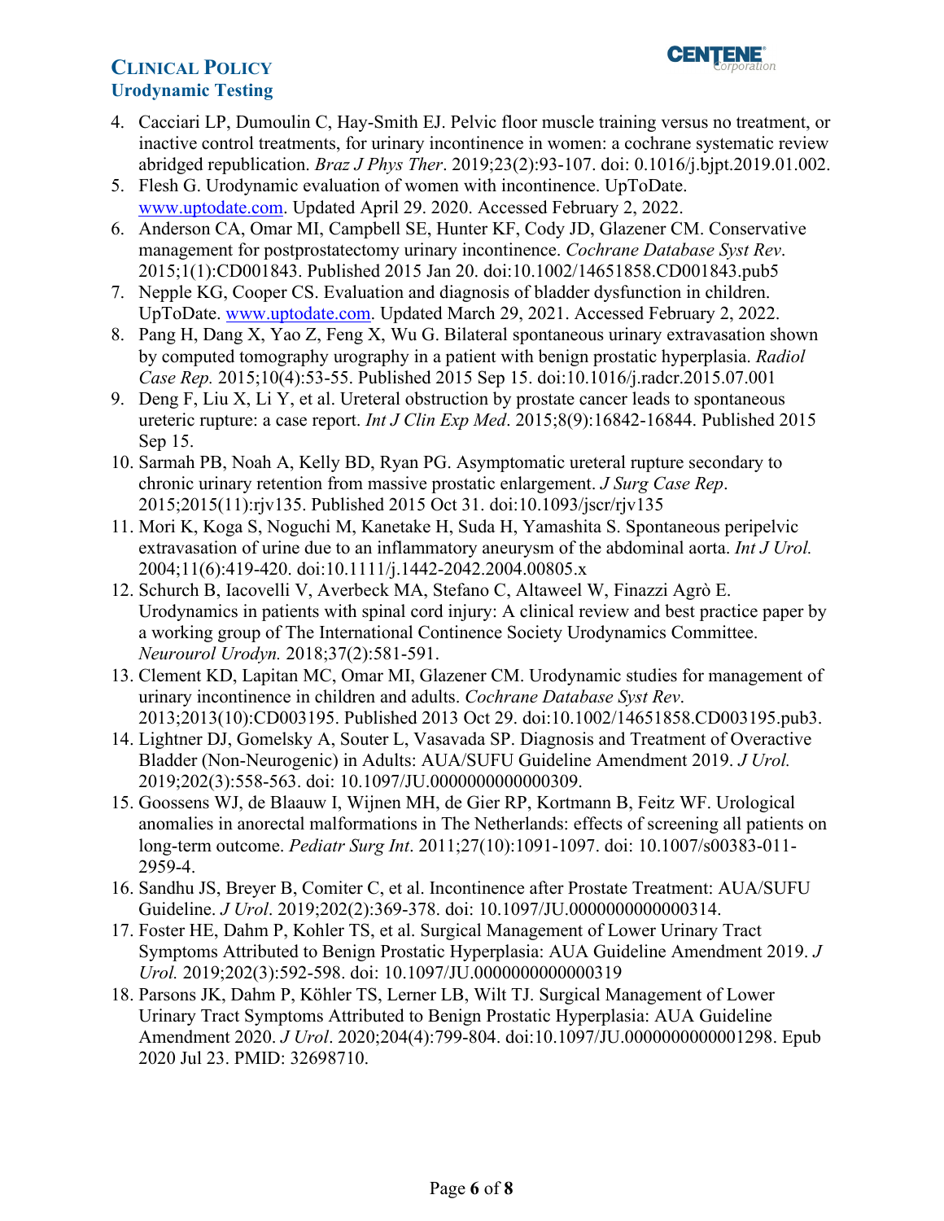4. Cacciari LP, Dumoulin C, Hay-Smith EJ. Pelvic floor muscle training versus no treatment, or inactive control treatments, for urinary incontinence in women: a cochrane systematic review abridged republication. *Braz J Phys Ther*. 2019;23(2):93-107. doi: 0.1016/j.bjpt.2019.01.002.
5. Flesh G. Urodynamic evaluation of women with incontinence. UpToDate. www.uptodate.com. Updated April 29. 2020. Accessed February 2, 2022.
6. Anderson CA, Omar MI, Campbell SE, Hunter KF, Cody JD, Glazener CM. Conservative management for postprostatectomy urinary incontinence. *Cochrane Database Syst Rev*. 2015;1(1):CD001843. Published 2015 Jan 20. doi:10.1002/14651858.CD001843.pub5
7. Nepple KG, Cooper CS. Evaluation and diagnosis of bladder dysfunction in children. UpToDate. www.uptodate.com. Updated March 29, 2021. Accessed February 2, 2022.
8. Pang H, Dang X, Yao Z, Feng X, Wu G. Bilateral spontaneous urinary extravasation shown by computed tomography urography in a patient with benign prostatic hyperplasia. *Radiol Case Rep.* 2015;10(4):53-55. Published 2015 Sep 15. doi:10.1016/j.radcr.2015.07.001
9. Deng F, Liu X, Li Y, et al. Ureteral obstruction by prostate cancer leads to spontaneous ureteric rupture: a case report. *Int J Clin Exp Med*. 2015;8(9):16842-16844. Published 2015 Sep 15.
10. Sarmah PB, Noah A, Kelly BD, Ryan PG. Asymptomatic ureteral rupture secondary to chronic urinary retention from massive prostatic enlargement. *J Surg Case Rep*. 2015;2015(11):rjv135. Published 2015 Oct 31. doi:10.1093/jscr/rjv135
11. Mori K, Koga S, Noguchi M, Kanetake H, Suda H, Yamashita S. Spontaneous peripelvic extravasation of urine due to an inflammatory aneurysm of the abdominal aorta. *Int J Urol.* 2004;11(6):419-420. doi:10.1111/j.1442-2042.2004.00805.x
12. Schurch B, Iacovelli V, Averbeck MA, Stefano C, Altaweel W, Finazzi Agrò E. Urodynamics in patients with spinal cord injury: A clinical review and best practice paper by a working group of The International Continence Society Urodynamics Committee. *Neurourol Urodyn.* 2018;37(2):581-591.
13. Clement KD, Lapitan MC, Omar MI, Glazener CM. Urodynamic studies for management of urinary incontinence in children and adults. *Cochrane Database Syst Rev*. 2013;2013(10):CD003195. Published 2013 Oct 29. doi:10.1002/14651858.CD003195.pub3.
14. Lightner DJ, Gomelsky A, Souter L, Vasavada SP. Diagnosis and Treatment of Overactive Bladder (Non-Neurogenic) in Adults: AUA/SUFU Guideline Amendment 2019. *J Urol.* 2019;202(3):558-563. doi: 10.1097/JU.0000000000000309.
15. Goossens WJ, de Blaauw I, Wijnen MH, de Gier RP, Kortmann B, Feitz WF. Urological anomalies in anorectal malformations in The Netherlands: effects of screening all patients on long-term outcome. *Pediatr Surg Int*. 2011;27(10):1091-1097. doi: 10.1007/s00383-011-2959-4.
16. Sandhu JS, Breyer B, Comiter C, et al. Incontinence after Prostate Treatment: AUA/SUFU Guideline. *J Urol*. 2019;202(2):369-378. doi: 10.1097/JU.0000000000000314.
17. Foster HE, Dahm P, Kohler TS, et al. Surgical Management of Lower Urinary Tract Symptoms Attributed to Benign Prostatic Hyperplasia: AUA Guideline Amendment 2019. *J Urol.* 2019;202(3):592-598. doi: 10.1097/JU.0000000000000319
18. Parsons JK, Dahm P, Köhler TS, Lerner LB, Wilt TJ. Surgical Management of Lower Urinary Tract Symptoms Attributed to Benign Prostatic Hyperplasia: AUA Guideline Amendment 2020. *J Urol*. 2020;204(4):799-804. doi:10.1097/JU.0000000000001298. Epub 2020 Jul 23. PMID: 32698710.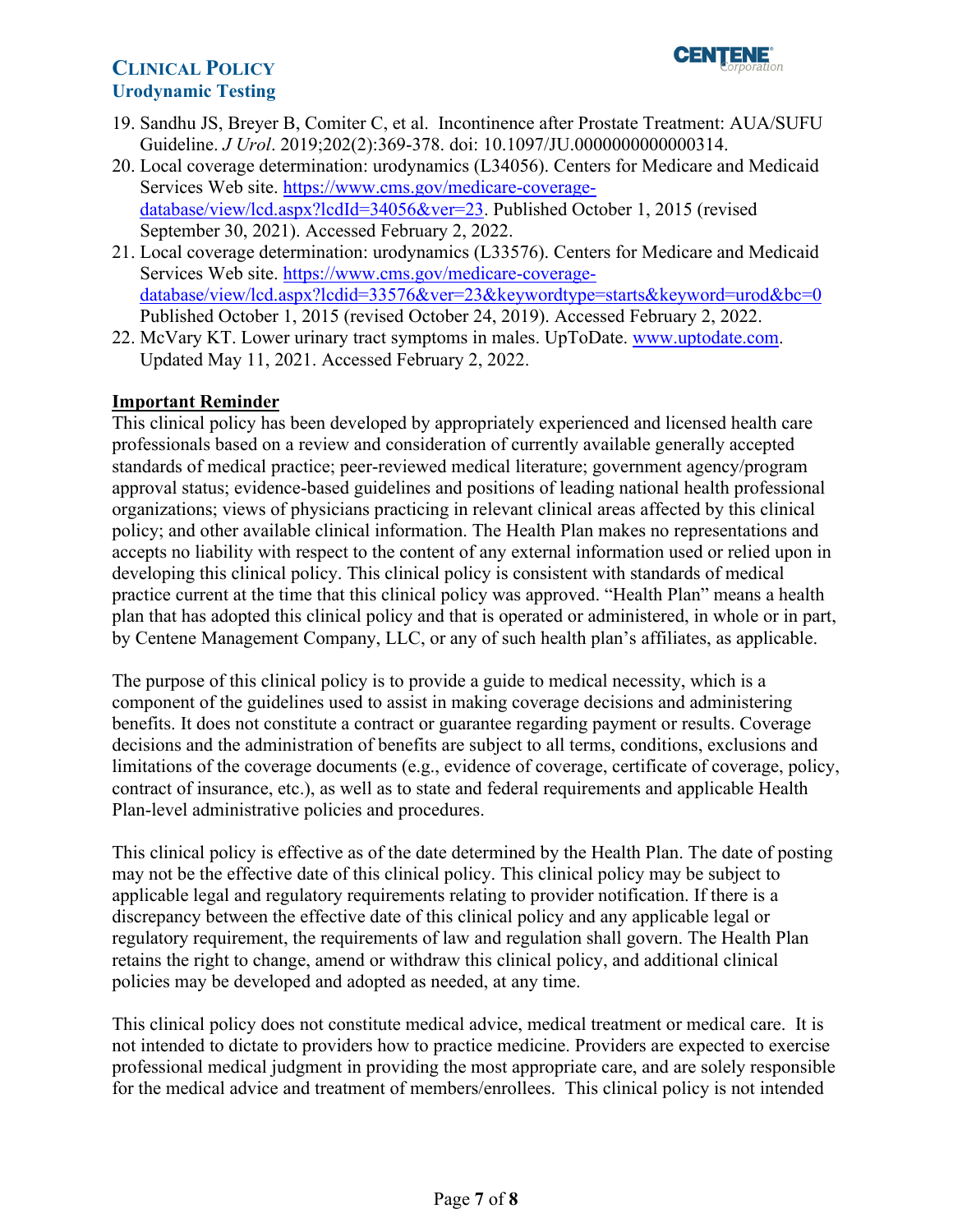19. Sandhu JS, Breyer B, Comiter C, et al. Incontinence after Prostate Treatment: AUA/SUFU Guideline. *J Urol*. 2019;202(2):369-378. doi: 10.1097/JU.0000000000000314.
20. Local coverage determination: urodynamics (L34056). Centers for Medicare and Medicaid Services Web site. https://www.cms.gov/medicare-coverage-database/view/lcd.aspx?lcdId=34056&ver=23. Published October 1, 2015 (revised September 30, 2021). Accessed February 2, 2022.
21. Local coverage determination: urodynamics (L33576). Centers for Medicare and Medicaid Services Web site. https://www.cms.gov/medicare-coverage-database/view/lcd.aspx?lcdid=33576&ver=23&keywordtype=starts&keyword=urod&bc=0 Published October 1, 2015 (revised October 24, 2019). Accessed February 2, 2022.
22. McVary KT. Lower urinary tract symptoms in males. UpToDate. www.uptodate.com. Updated May 11, 2021. Accessed February 2, 2022.

**Important Reminder**

This clinical policy has been developed by appropriately experienced and licensed health care professionals based on a review and consideration of currently available generally accepted standards of medical practice; peer-reviewed medical literature; government agency/program approval status; evidence-based guidelines and positions of leading national health professional organizations; views of physicians practicing in relevant clinical areas affected by this clinical policy; and other available clinical information. The Health Plan makes no representations and accepts no liability with respect to the content of any external information used or relied upon in developing this clinical policy. This clinical policy is consistent with standards of medical practice current at the time that this clinical policy was approved. "Health Plan" means a health plan that has adopted this clinical policy and that is operated or administered, in whole or in part, by Centene Management Company, LLC, or any of such health plan's affiliates, as applicable.

The purpose of this clinical policy is to provide a guide to medical necessity, which is a component of the guidelines used to assist in making coverage decisions and administering benefits. It does not constitute a contract or guarantee regarding payment or results. Coverage decisions and the administration of benefits are subject to all terms, conditions, exclusions and limitations of the coverage documents (e.g., evidence of coverage, certificate of coverage, policy, contract of insurance, etc.), as well as to state and federal requirements and applicable Health Plan-level administrative policies and procedures.

This clinical policy is effective as of the date determined by the Health Plan. The date of posting may not be the effective date of this clinical policy. This clinical policy may be subject to applicable legal and regulatory requirements relating to provider notification. If there is a discrepancy between the effective date of this clinical policy and any applicable legal or regulatory requirement, the requirements of law and regulation shall govern. The Health Plan retains the right to change, amend or withdraw this clinical policy, and additional clinical policies may be developed and adopted as needed, at any time.

This clinical policy does not constitute medical advice, medical treatment or medical care. It is not intended to dictate to providers how to practice medicine. Providers are expected to exercise professional medical judgment in providing the most appropriate care, and are solely responsible for the medical advice and treatment of members/enrollees. This clinical policy is not intended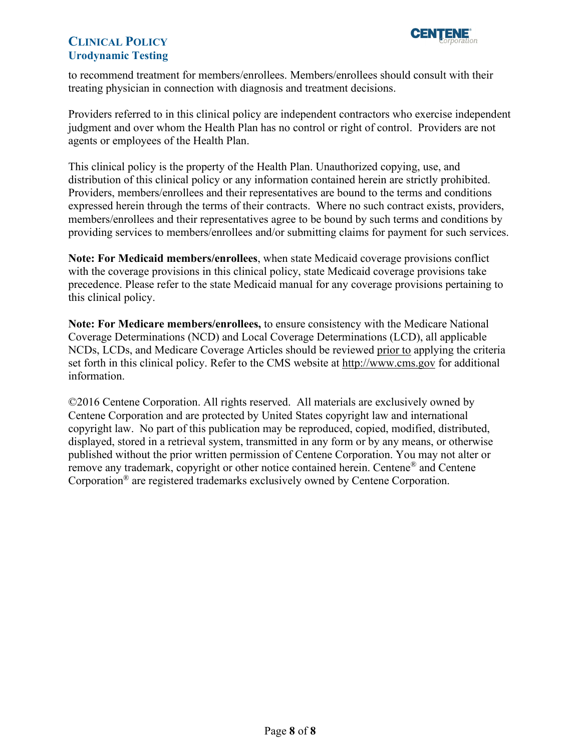to recommend treatment for members/enrollees. Members/enrollees should consult with their treating physician in connection with diagnosis and treatment decisions.

Providers referred to in this clinical policy are independent contractors who exercise independent judgment and over whom the Health Plan has no control or right of control. Providers are not agents or employees of the Health Plan.

This clinical policy is the property of the Health Plan. Unauthorized copying, use, and distribution of this clinical policy or any information contained herein are strictly prohibited. Providers, members/enrollees and their representatives are bound to the terms and conditions expressed herein through the terms of their contracts. Where no such contract exists, providers, members/enrollees and their representatives agree to be bound by such terms and conditions by providing services to members/enrollees and/or submitting claims for payment for such services.

**Note: For Medicaid members/enrollees**, when state Medicaid coverage provisions conflict with the coverage provisions in this clinical policy, state Medicaid coverage provisions take precedence. Please refer to the state Medicaid manual for any coverage provisions pertaining to this clinical policy.

**Note: For Medicare members/enrollees,** to ensure consistency with the Medicare National Coverage Determinations (NCD) and Local Coverage Determinations (LCD), all applicable NCDs, LCDs, and Medicare Coverage Articles should be reviewed prior to applying the criteria set forth in this clinical policy. Refer to the CMS website at http://www.cms.gov for additional information.

©2016 Centene Corporation. All rights reserved. All materials are exclusively owned by Centene Corporation and are protected by United States copyright law and international copyright law. No part of this publication may be reproduced, copied, modified, distributed, displayed, stored in a retrieval system, transmitted in any form or by any means, or otherwise published without the prior written permission of Centene Corporation. You may not alter or remove any trademark, copyright or other notice contained herein. Centene® and Centene Corporation® are registered trademarks exclusively owned by Centene Corporation.